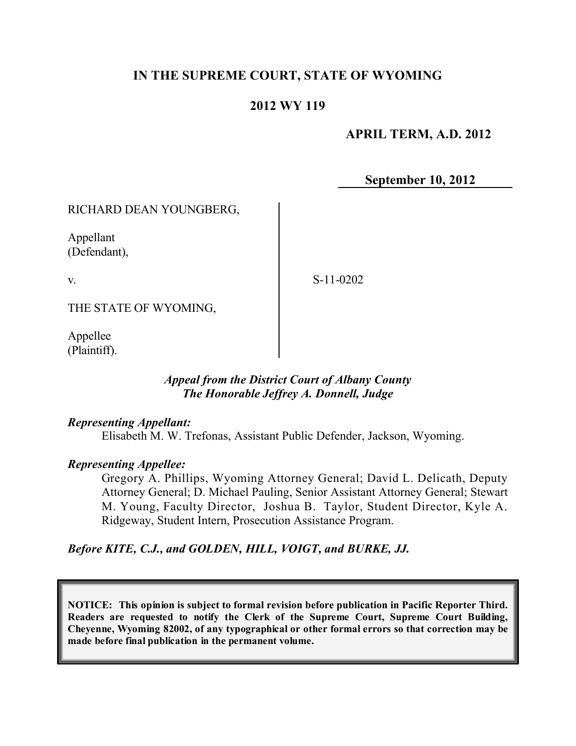**IN THE SUPREME COURT, STATE OF WYOMING**

**2012 WY 119**

**APRIL TERM, A.D. 2012**

**September 10, 2012**

RICHARD DEAN YOUNGBERG,

Appellant
(Defendant),

v.

THE STATE OF WYOMING,

Appellee
(Plaintiff).

S-11-0202

***Appeal from the District Court of Albany County***
***The Honorable Jeffrey A. Donnell, Judge***

***Representing Appellant:***

Elisabeth M. W. Trefonas, Assistant Public Defender, Jackson, Wyoming.

***Representing Appellee:***

Gregory A. Phillips, Wyoming Attorney General; David L. Delicath, Deputy Attorney General; D. Michael Pauling, Senior Assistant Attorney General; Stewart M. Young, Faculty Director, Joshua B. Taylor, Student Director, Kyle A. Ridgeway, Student Intern, Prosecution Assistance Program.

***Before KITE, C.J., and GOLDEN, HILL, VOIGT, and BURKE, JJ.***

**NOTICE: This opinion is subject to formal revision before publication in Pacific Reporter Third. Readers are requested to notify the Clerk of the Supreme Court, Supreme Court Building, Cheyenne, Wyoming 82002, of any typographical or other formal errors so that correction may be made before final publication in the permanent volume.**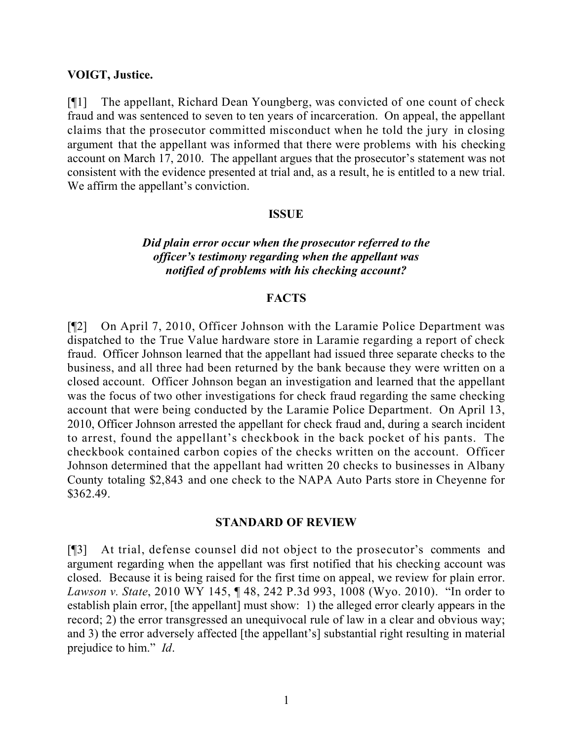**VOIGT, Justice.**

[¶1] The appellant, Richard Dean Youngberg, was convicted of one count of check fraud and was sentenced to seven to ten years of incarceration. On appeal, the appellant claims that the prosecutor committed misconduct when he told the jury in closing argument that the appellant was informed that there were problems with his checking account on March 17, 2010. The appellant argues that the prosecutor's statement was not consistent with the evidence presented at trial and, as a result, he is entitled to a new trial. We affirm the appellant's conviction.

## ISSUE

***Did plain error occur when the prosecutor referred to the officer's testimony regarding when the appellant was notified of problems with his checking account?***

## FACTS

[¶2] On April 7, 2010, Officer Johnson with the Laramie Police Department was dispatched to the True Value hardware store in Laramie regarding a report of check fraud. Officer Johnson learned that the appellant had issued three separate checks to the business, and all three had been returned by the bank because they were written on a closed account. Officer Johnson began an investigation and learned that the appellant was the focus of two other investigations for check fraud regarding the same checking account that were being conducted by the Laramie Police Department. On April 13, 2010, Officer Johnson arrested the appellant for check fraud and, during a search incident to arrest, found the appellant's checkbook in the back pocket of his pants. The checkbook contained carbon copies of the checks written on the account. Officer Johnson determined that the appellant had written 20 checks to businesses in Albany County totaling $2,843 and one check to the NAPA Auto Parts store in Cheyenne for $362.49.

## STANDARD OF REVIEW

[¶3] At trial, defense counsel did not object to the prosecutor's comments and argument regarding when the appellant was first notified that his checking account was closed. Because it is being raised for the first time on appeal, we review for plain error. *Lawson v. State*, 2010 WY 145, ¶ 48, 242 P.3d 993, 1008 (Wyo. 2010). "In order to establish plain error, [the appellant] must show: 1) the alleged error clearly appears in the record; 2) the error transgressed an unequivocal rule of law in a clear and obvious way; and 3) the error adversely affected [the appellant's] substantial right resulting in material prejudice to him." *Id*.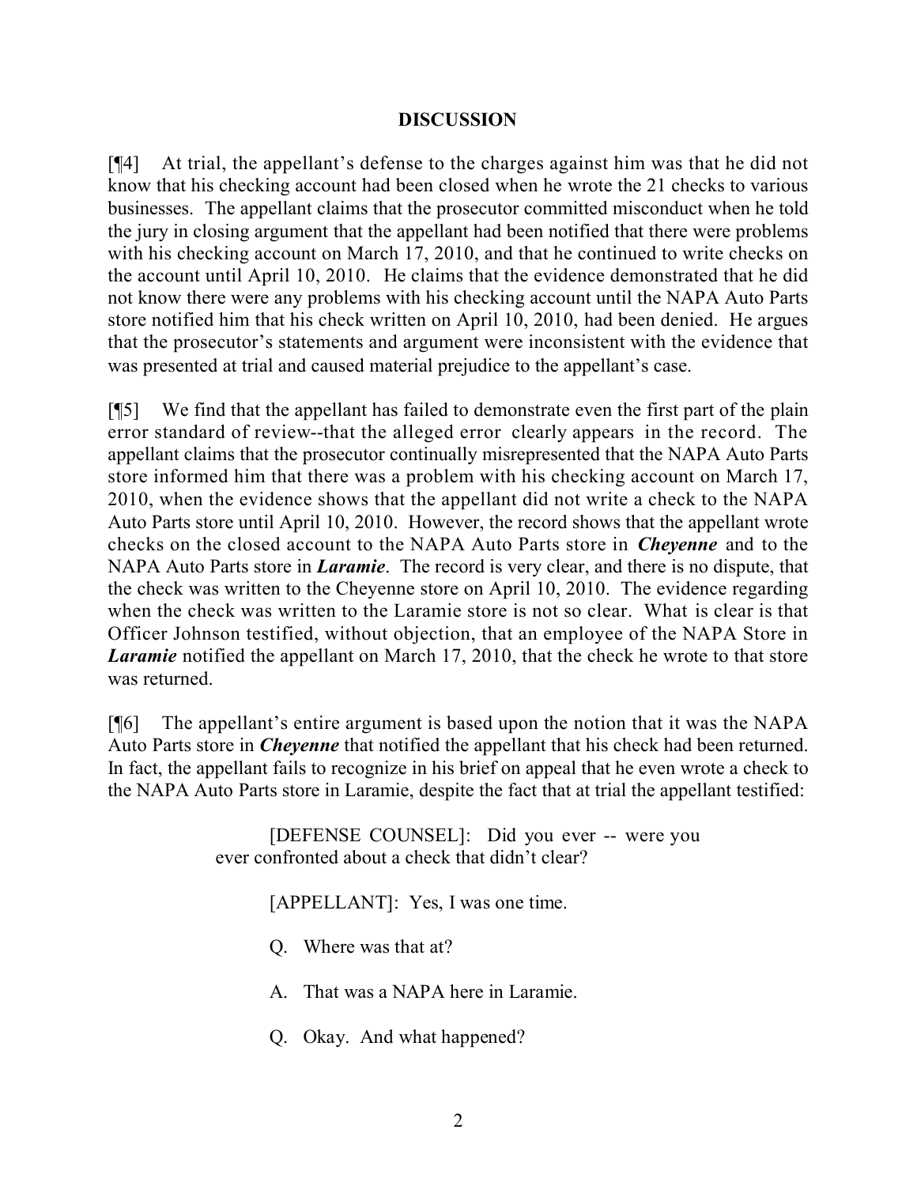**DISCUSSION**

[¶4] At trial, the appellant's defense to the charges against him was that he did not know that his checking account had been closed when he wrote the 21 checks to various businesses. The appellant claims that the prosecutor committed misconduct when he told the jury in closing argument that the appellant had been notified that there were problems with his checking account on March 17, 2010, and that he continued to write checks on the account until April 10, 2010. He claims that the evidence demonstrated that he did not know there were any problems with his checking account until the NAPA Auto Parts store notified him that his check written on April 10, 2010, had been denied. He argues that the prosecutor's statements and argument were inconsistent with the evidence that was presented at trial and caused material prejudice to the appellant's case.

[¶5] We find that the appellant has failed to demonstrate even the first part of the plain error standard of review--that the alleged error clearly appears in the record. The appellant claims that the prosecutor continually misrepresented that the NAPA Auto Parts store informed him that there was a problem with his checking account on March 17, 2010, when the evidence shows that the appellant did not write a check to the NAPA Auto Parts store until April 10, 2010. However, the record shows that the appellant wrote checks on the closed account to the NAPA Auto Parts store in ***Cheyenne*** and to the NAPA Auto Parts store in ***Laramie***. The record is very clear, and there is no dispute, that the check was written to the Cheyenne store on April 10, 2010. The evidence regarding when the check was written to the Laramie store is not so clear. What is clear is that Officer Johnson testified, without objection, that an employee of the NAPA Store in ***Laramie*** notified the appellant on March 17, 2010, that the check he wrote to that store was returned.

[¶6] The appellant's entire argument is based upon the notion that it was the NAPA Auto Parts store in ***Cheyenne*** that notified the appellant that his check had been returned. In fact, the appellant fails to recognize in his brief on appeal that he even wrote a check to the NAPA Auto Parts store in Laramie, despite the fact that at trial the appellant testified:

> [DEFENSE COUNSEL]: Did you ever -- were you ever confronted about a check that didn't clear?
>
> [APPELLANT]: Yes, I was one time.
>
> Q. Where was that at?
>
> A. That was a NAPA here in Laramie.
>
> Q. Okay. And what happened?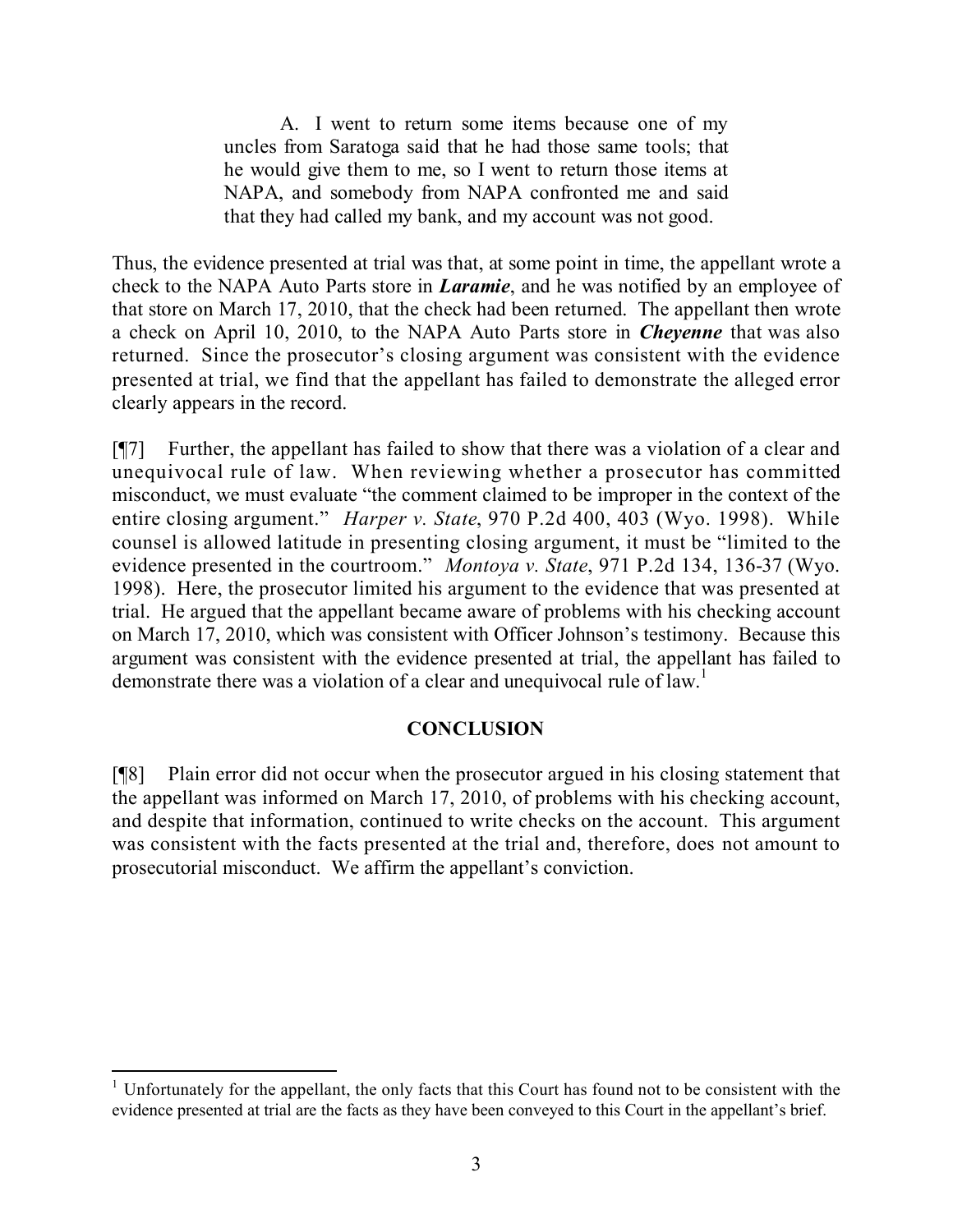> A. I went to return some items because one of my uncles from Saratoga said that he had those same tools; that he would give them to me, so I went to return those items at NAPA, and somebody from NAPA confronted me and said that they had called my bank, and my account was not good.

Thus, the evidence presented at trial was that, at some point in time, the appellant wrote a check to the NAPA Auto Parts store in ***Laramie***, and he was notified by an employee of that store on March 17, 2010, that the check had been returned. The appellant then wrote a check on April 10, 2010, to the NAPA Auto Parts store in ***Cheyenne*** that was also returned. Since the prosecutor's closing argument was consistent with the evidence presented at trial, we find that the appellant has failed to demonstrate the alleged error clearly appears in the record.

[¶7] Further, the appellant has failed to show that there was a violation of a clear and unequivocal rule of law. When reviewing whether a prosecutor has committed misconduct, we must evaluate "the comment claimed to be improper in the context of the entire closing argument." *Harper v. State*, 970 P.2d 400, 403 (Wyo. 1998). While counsel is allowed latitude in presenting closing argument, it must be "limited to the evidence presented in the courtroom." *Montoya v. State*, 971 P.2d 134, 136-37 (Wyo. 1998). Here, the prosecutor limited his argument to the evidence that was presented at trial. He argued that the appellant became aware of problems with his checking account on March 17, 2010, which was consistent with Officer Johnson's testimony. Because this argument was consistent with the evidence presented at trial, the appellant has failed to demonstrate there was a violation of a clear and unequivocal rule of law.[1]

## CONCLUSION

[¶8] Plain error did not occur when the prosecutor argued in his closing statement that the appellant was informed on March 17, 2010, of problems with his checking account, and despite that information, continued to write checks on the account. This argument was consistent with the facts presented at the trial and, therefore, does not amount to prosecutorial misconduct. We affirm the appellant's conviction.

---

[1] Unfortunately for the appellant, the only facts that this Court has found not to be consistent with the evidence presented at trial are the facts as they have been conveyed to this Court in the appellant's brief.